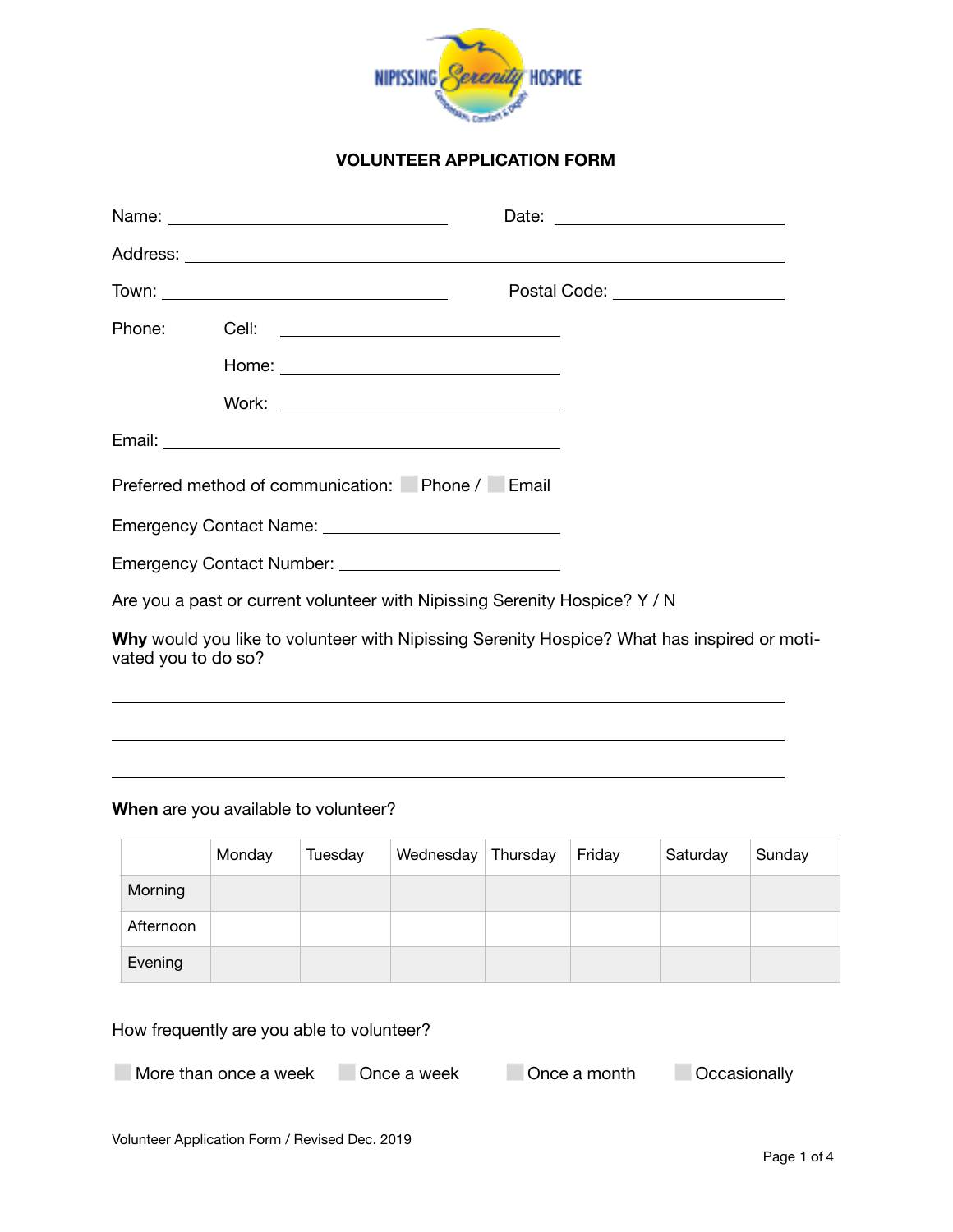# VOLUNTEER APPLICATION FORM

Name: ______________________________ Date: ________________________

Address: ______________________________________________________________

Town: ______________________________ Postal Code: ________________

Phone: Cell: ______________________________

Home: ______________________________

Work: ______________________________

Email: ________________________________________

Preferred method of communication: ☐ Phone / ☐ Email

Emergency Contact Name: __________________________

Emergency Contact Number: ________________________

Are you a past or current volunteer with Nipissing Serenity Hospice? Y / N

**Why** would you like to volunteer with Nipissing Serenity Hospice? What has inspired or motivated you to do so?

______________________________________________________________________

______________________________________________________________________

______________________________________________________________________

**When** are you available to volunteer?

| | Monday | Tuesday | Wednesday | Thursday | Friday | Saturday | Sunday |
|---|---|---|---|---|---|---|---|
| Morning | | | | | | | |
| Afternoon | | | | | | | |
| Evening | | | | | | | |

How frequently are you able to volunteer?

☐ More than once a week ☐ Once a week ☐ Once a month ☐ Occasionally

Volunteer Application Form / Revised Dec. 2019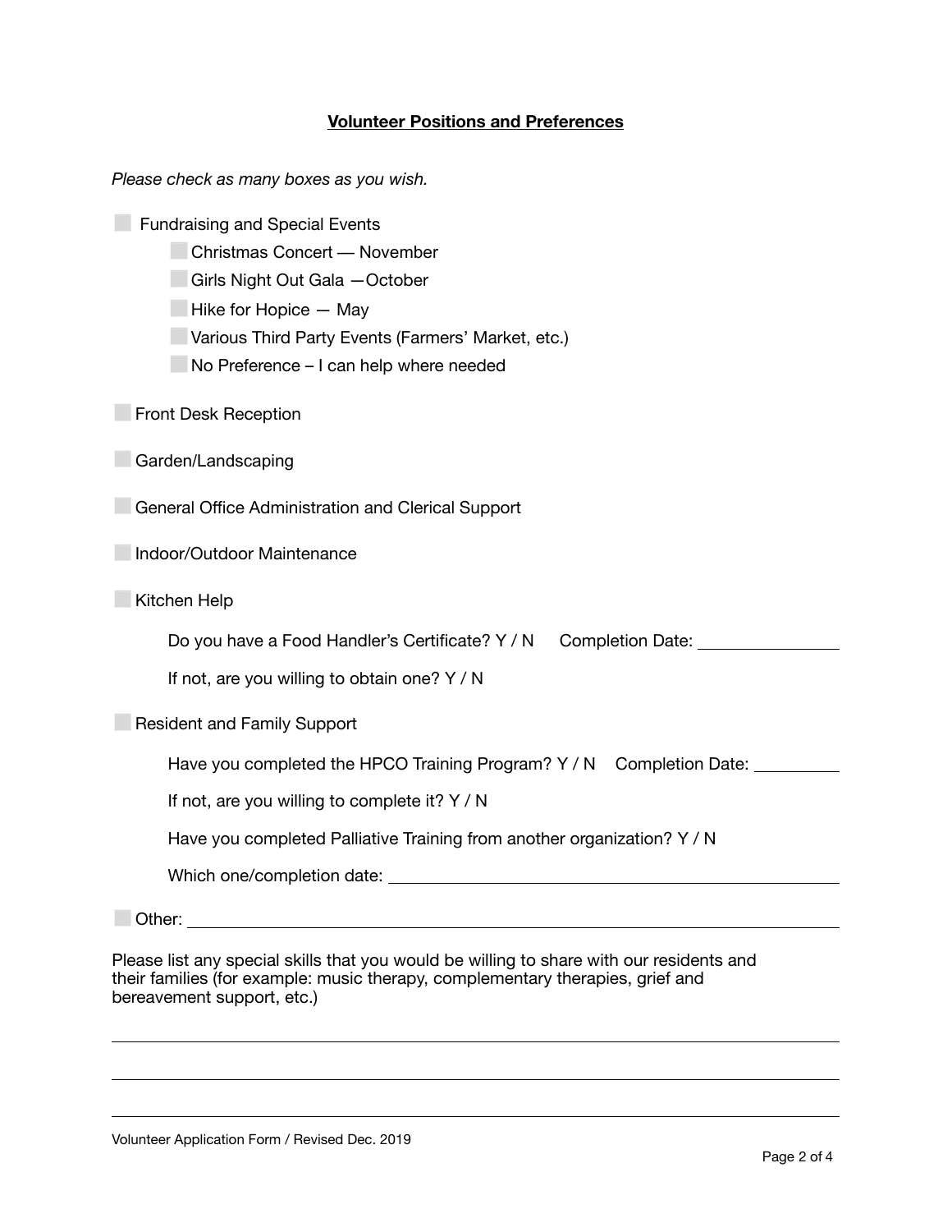## Volunteer Positions and Preferences

*Please check as many boxes as you wish.*

- ☐ Fundraising and Special Events
  - ☐ Christmas Concert — November
  - ☐ Girls Night Out Gala —October
  - ☐ Hike for Hopice — May
  - ☐ Various Third Party Events (Farmers' Market, etc.)
  - ☐ No Preference – I can help where needed

- ☐ Front Desk Reception

- ☐ Garden/Landscaping

- ☐ General Office Administration and Clerical Support

- ☐ Indoor/Outdoor Maintenance

- ☐ Kitchen Help

  Do you have a Food Handler's Certificate? Y / N     Completion Date: _______________

  If not, are you willing to obtain one? Y / N

- ☐ Resident and Family Support

  Have you completed the HPCO Training Program? Y / N     Completion Date: __________

  If not, are you willing to complete it? Y / N

  Have you completed Palliative Training from another organization? Y / N

  Which one/completion date: ______________________________________________

- ☐ Other: ____________________________________________________________

Please list any special skills that you would be willing to share with our residents and their families (for example: music therapy, complementary therapies, grief and bereavement support, etc.)

______________________________________________________________________

______________________________________________________________________

______________________________________________________________________

Volunteer Application Form / Revised Dec. 2019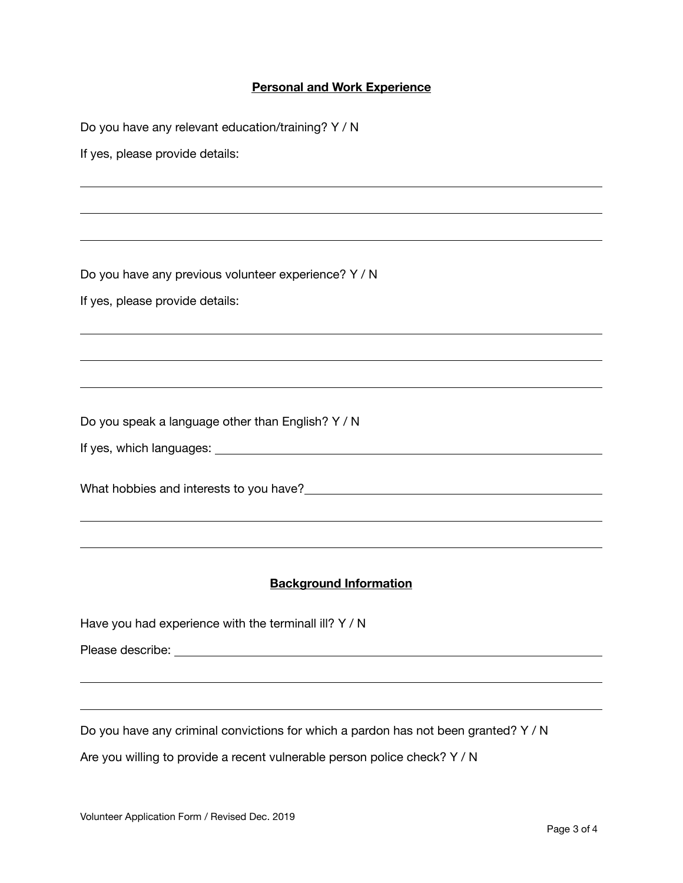## Personal and Work Experience

Do you have any relevant education/training? Y / N

If yes, please provide details:

______________________________________________________________________

______________________________________________________________________

______________________________________________________________________

Do you have any previous volunteer experience? Y / N

If yes, please provide details:

______________________________________________________________________

______________________________________________________________________

______________________________________________________________________

Do you speak a language other than English? Y / N

If yes, which languages: ________________________________________________

What hobbies and interests to you have?____________________________________

______________________________________________________________________

______________________________________________________________________

## Background Information

Have you had experience with the terminall ill? Y / N

Please describe: _______________________________________________________

______________________________________________________________________

______________________________________________________________________

Do you have any criminal convictions for which a pardon has not been granted? Y / N

Are you willing to provide a recent vulnerable person police check? Y / N

Volunteer Application Form / Revised Dec. 2019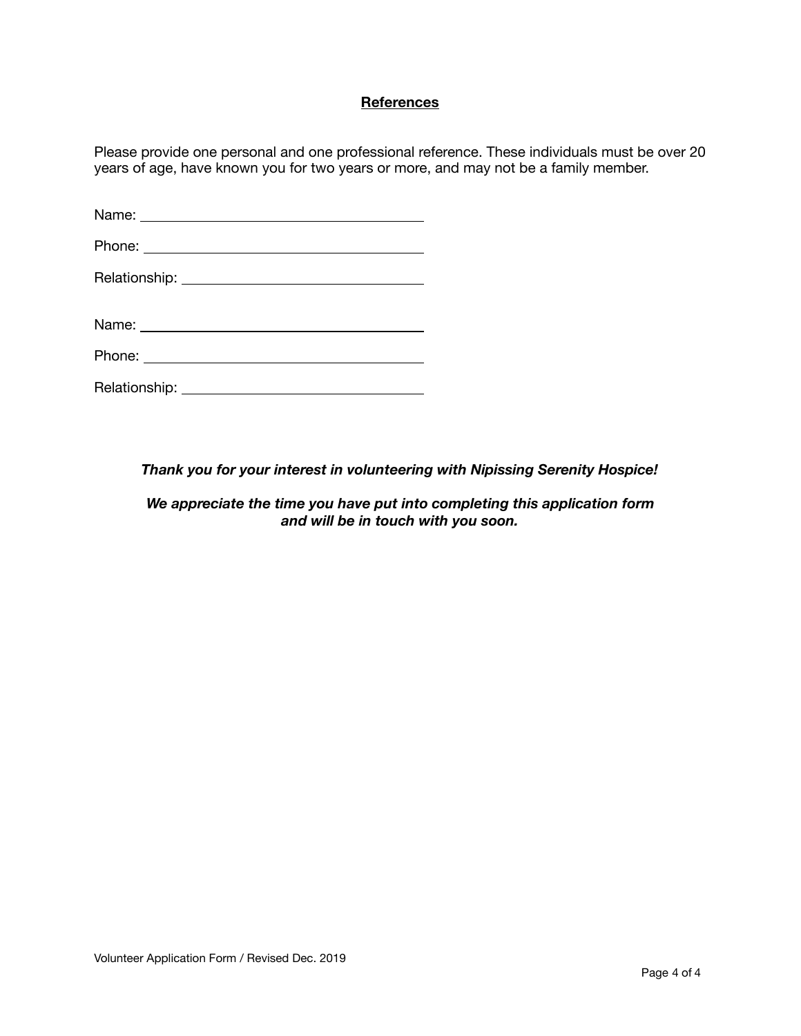## References

Please provide one personal and one professional reference. These individuals must be over 20 years of age, have known you for two years or more, and may not be a family member.

Name: ______________________________

Phone: ______________________________

Relationship: ______________________________

Name: ______________________________

Phone: ______________________________

Relationship: ______________________________

***Thank you for your interest in volunteering with Nipissing Serenity Hospice!***

***We appreciate the time you have put into completing this application form and will be in touch with you soon.***